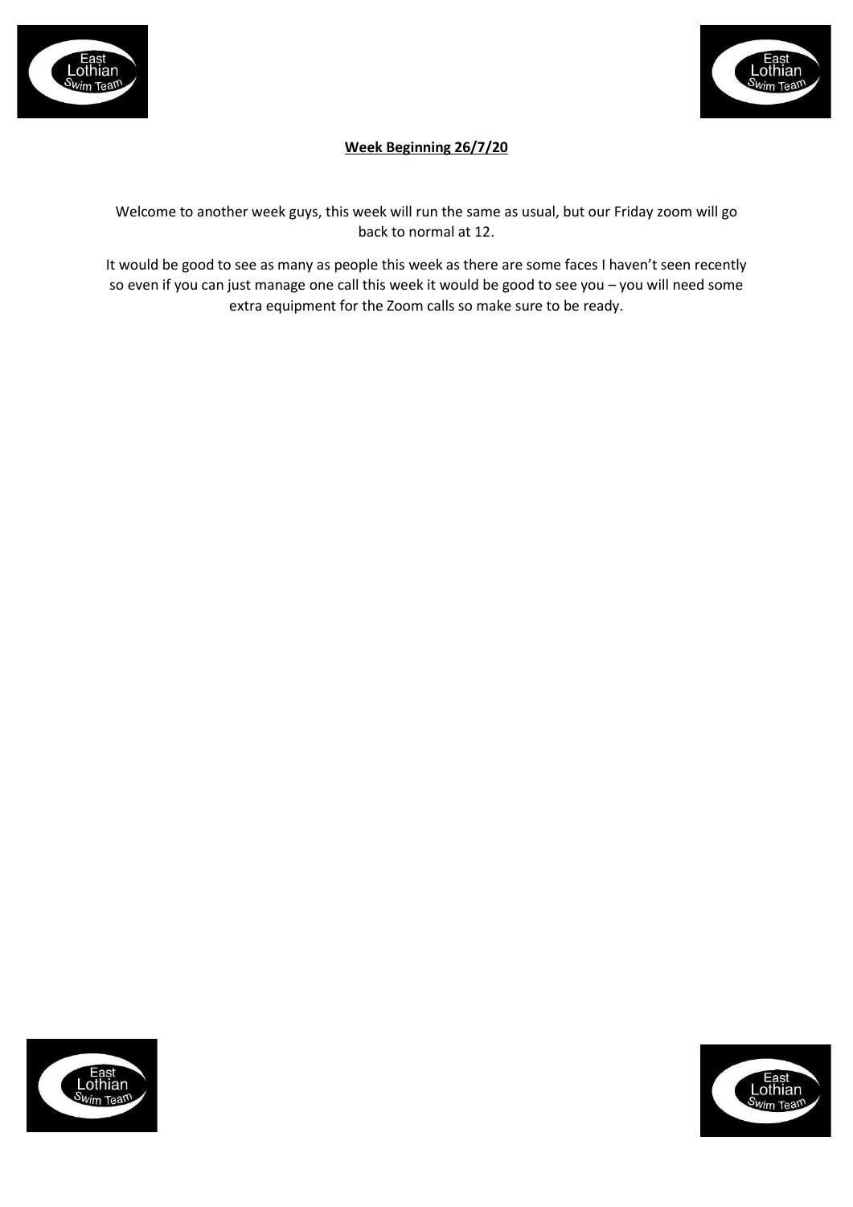**Week Beginning 26/7/20**

Welcome to another week guys, this week will run the same as usual, but our Friday zoom will go back to normal at 12.

It would be good to see as many as people this week as there are some faces I haven't seen recently so even if you can just manage one call this week it would be good to see you – you will need some extra equipment for the Zoom calls so make sure to be ready.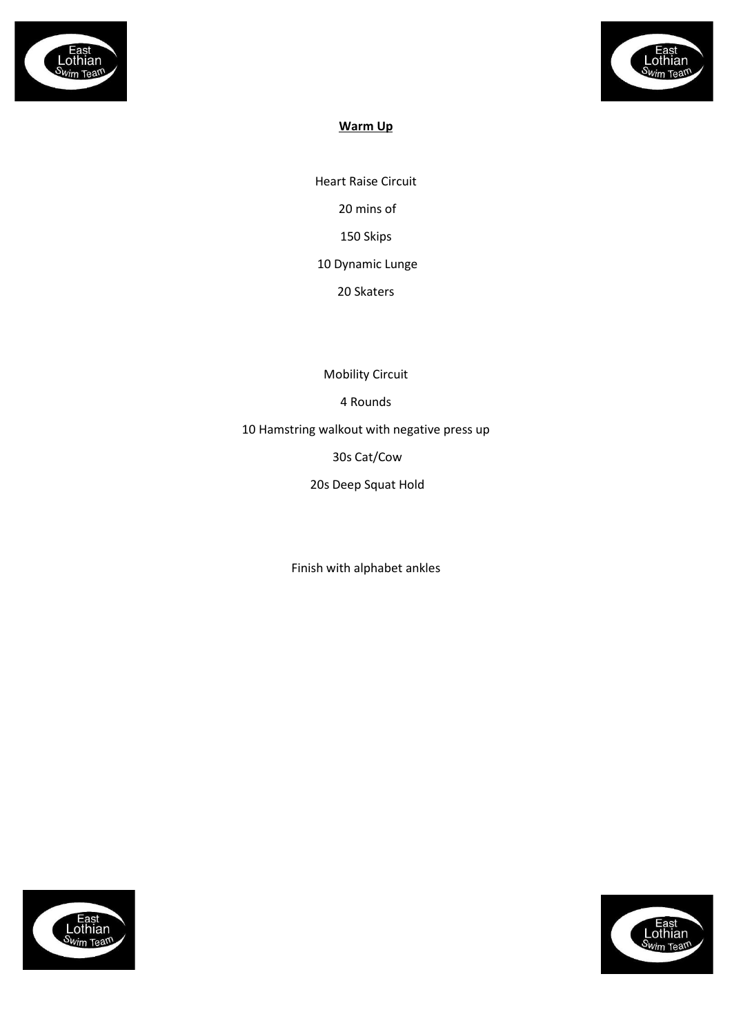## Warm Up

Heart Raise Circuit

20 mins of

150 Skips

10 Dynamic Lunge

20 Skaters

Mobility Circuit

4 Rounds

10 Hamstring walkout with negative press up

30s Cat/Cow

20s Deep Squat Hold

Finish with alphabet ankles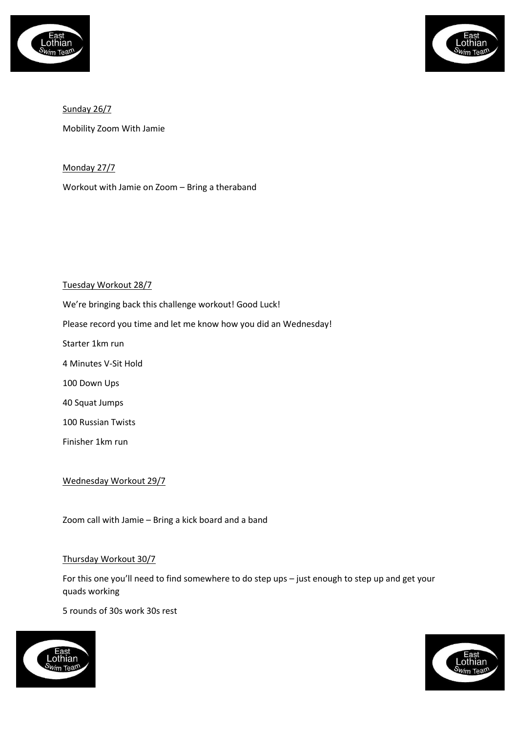<u>Sunday 26/7</u>

Mobility Zoom With Jamie

<u>Monday 27/7</u>

Workout with Jamie on Zoom – Bring a theraband

<u>Tuesday Workout 28/7</u>

We're bringing back this challenge workout! Good Luck!

Please record you time and let me know how you did an Wednesday!

Starter 1km run

4 Minutes V-Sit Hold

100 Down Ups

40 Squat Jumps

100 Russian Twists

Finisher 1km run

<u>Wednesday Workout 29/7</u>

Zoom call with Jamie – Bring a kick board and a band

<u>Thursday Workout 30/7</u>

For this one you'll need to find somewhere to do step ups – just enough to step up and get your quads working

5 rounds of 30s work 30s rest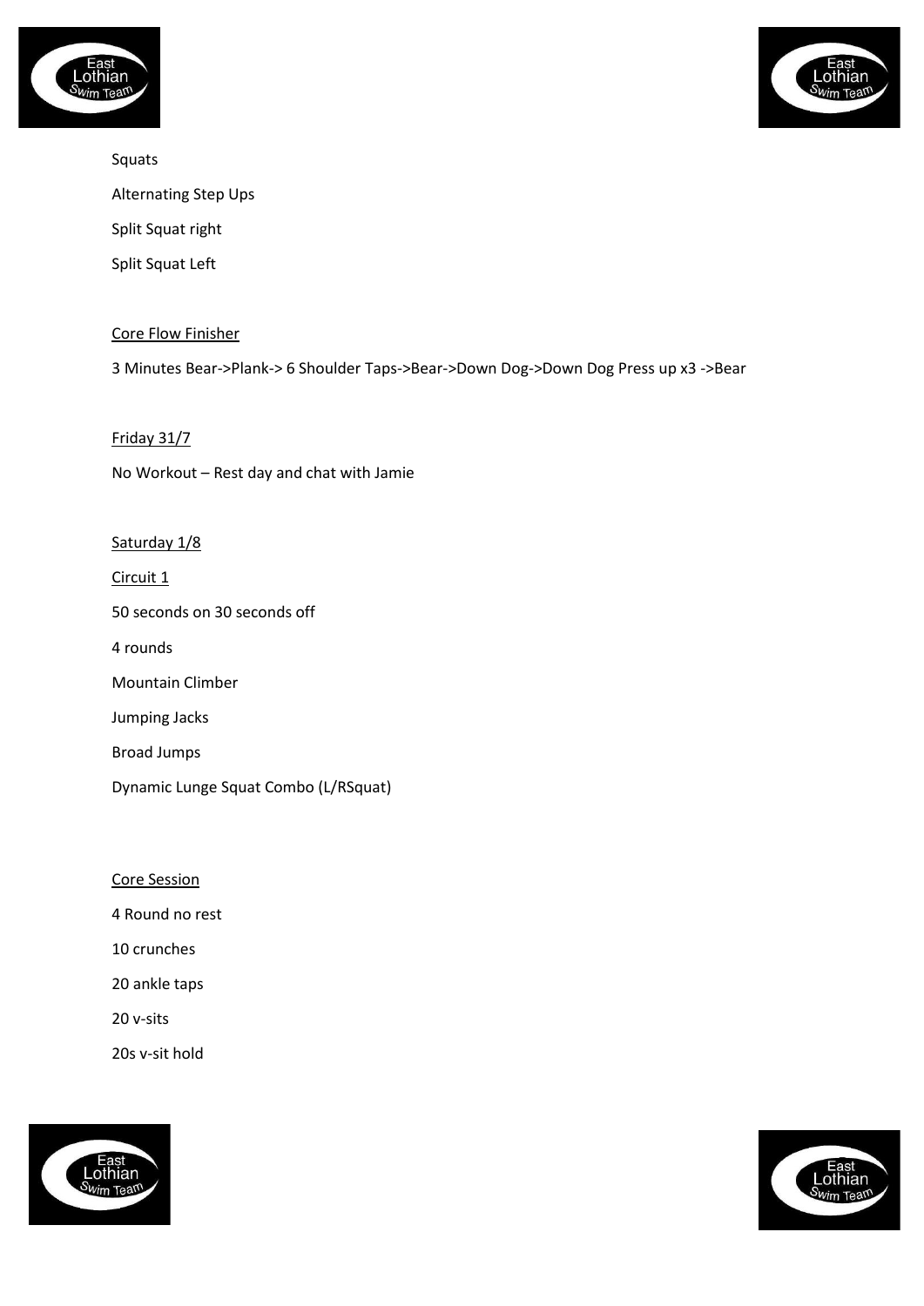Squats

Alternating Step Ups

Split Squat right

Split Squat Left

Core Flow Finisher

3 Minutes Bear->Plank-> 6 Shoulder Taps->Bear->Down Dog->Down Dog Press up x3 ->Bear

Friday 31/7

No Workout – Rest day and chat with Jamie

Saturday 1/8

Circuit 1

50 seconds on 30 seconds off

4 rounds

Mountain Climber

Jumping Jacks

Broad Jumps

Dynamic Lunge Squat Combo (L/RSquat)

Core Session

4 Round no rest

10 crunches

20 ankle taps

20 v-sits

20s v-sit hold